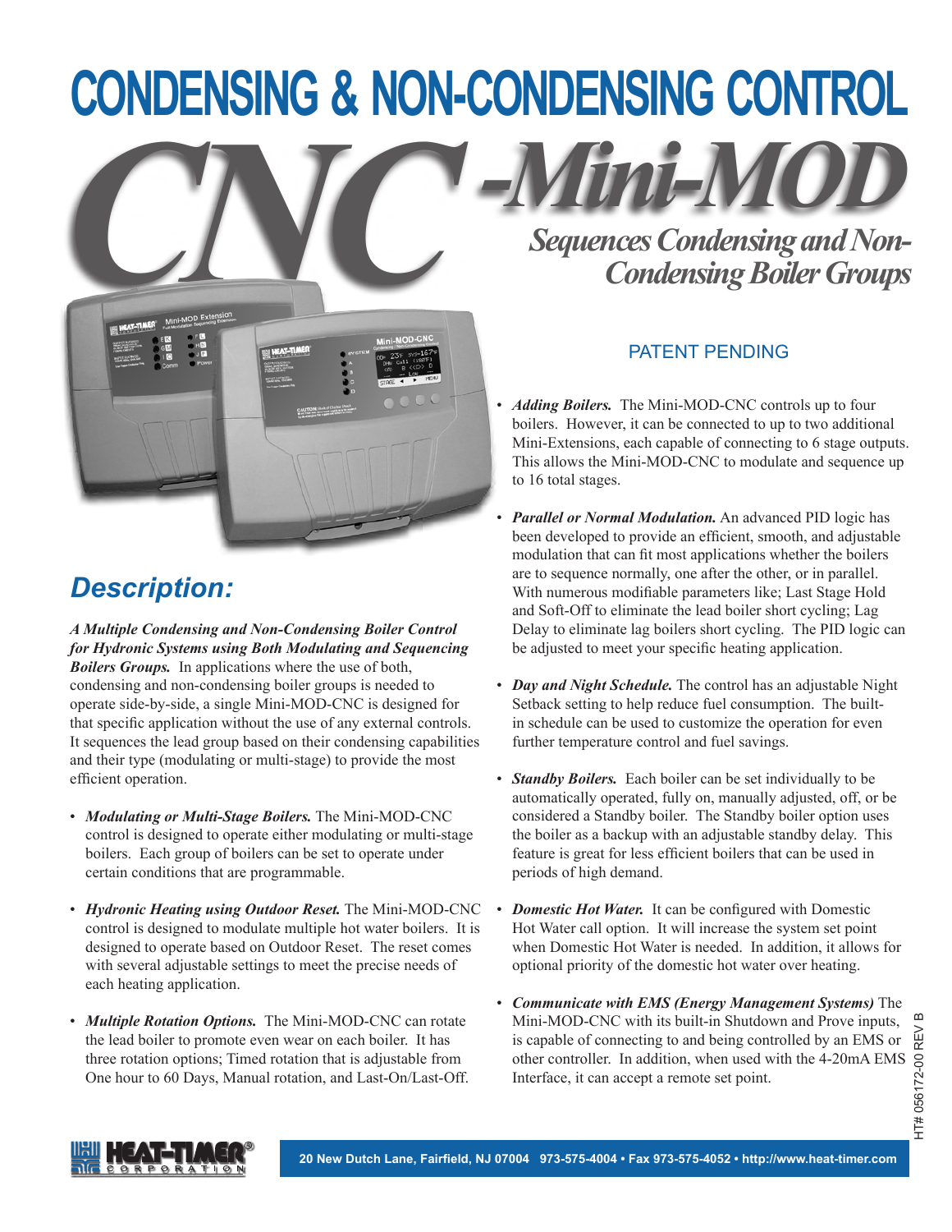# CONDENSING & NON-CONDENSING CONTROL

# CNC-Mini-MOD

## *Sequences Condensing and Non-Condensing Boiler Groups*

PATENT PENDING

## *Description:*

***A Multiple Condensing and Non-Condensing Boiler Control for Hydronic Systems using Both Modulating and Sequencing Boilers Groups.*** In applications where the use of both, condensing and non-condensing boiler groups is needed to operate side-by-side, a single Mini-MOD-CNC is designed for that specific application without the use of any external controls. It sequences the lead group based on their condensing capabilities and their type (modulating or multi-stage) to provide the most efficient operation.

- ***Modulating or Multi-Stage Boilers.*** The Mini-MOD-CNC control is designed to operate either modulating or multi-stage boilers. Each group of boilers can be set to operate under certain conditions that are programmable.
- ***Hydronic Heating using Outdoor Reset.*** The Mini-MOD-CNC control is designed to modulate multiple hot water boilers. It is designed to operate based on Outdoor Reset. The reset comes with several adjustable settings to meet the precise needs of each heating application.
- ***Multiple Rotation Options.*** The Mini-MOD-CNC can rotate the lead boiler to promote even wear on each boiler. It has three rotation options; Timed rotation that is adjustable from One hour to 60 Days, Manual rotation, and Last-On/Last-Off.
- ***Adding Boilers.*** The Mini-MOD-CNC controls up to four boilers. However, it can be connected to up to two additional Mini-Extensions, each capable of connecting to 6 stage outputs. This allows the Mini-MOD-CNC to modulate and sequence up to 16 total stages.
- ***Parallel or Normal Modulation.*** An advanced PID logic has been developed to provide an efficient, smooth, and adjustable modulation that can fit most applications whether the boilers are to sequence normally, one after the other, or in parallel. With numerous modifiable parameters like; Last Stage Hold and Soft-Off to eliminate the lead boiler short cycling; Lag Delay to eliminate lag boilers short cycling. The PID logic can be adjusted to meet your specific heating application.
- ***Day and Night Schedule.*** The control has an adjustable Night Setback setting to help reduce fuel consumption. The built-in schedule can be used to customize the operation for even further temperature control and fuel savings.
- ***Standby Boilers.*** Each boiler can be set individually to be automatically operated, fully on, manually adjusted, off, or be considered a Standby boiler. The Standby boiler option uses the boiler as a backup with an adjustable standby delay. This feature is great for less efficient boilers that can be used in periods of high demand.
- ***Domestic Hot Water.*** It can be configured with Domestic Hot Water call option. It will increase the system set point when Domestic Hot Water is needed. In addition, it allows for optional priority of the domestic hot water over heating.
- ***Communicate with EMS (Energy Management Systems)*** The Mini-MOD-CNC with its built-in Shutdown and Prove inputs, is capable of connecting to and being controlled by an EMS or other controller. In addition, when used with the 4-20mA EMS Interface, it can accept a remote set point.

HEAT-TIMER CORPORATION

20 New Dutch Lane, Fairfield, NJ 07004 973-575-4004 • Fax 973-575-4052 • http://www.heat-timer.com

HT# 056172-00 REV B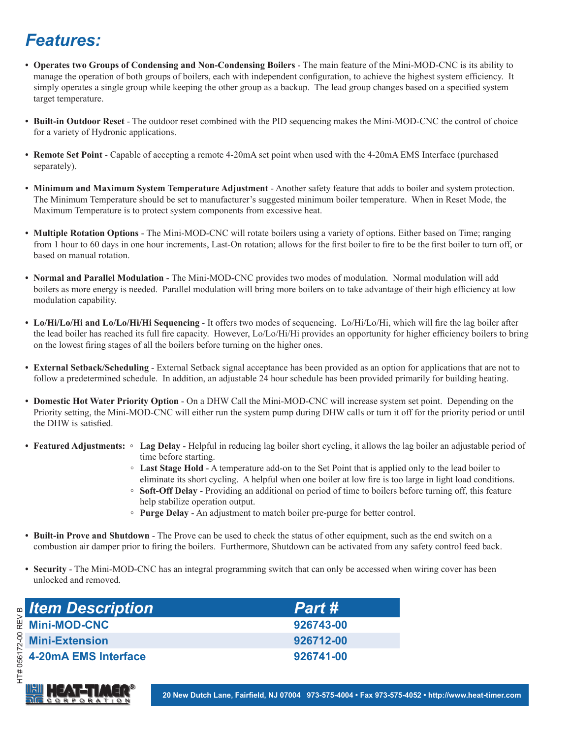# *Features:*

- **Operates two Groups of Condensing and Non-Condensing Boilers** - The main feature of the Mini-MOD-CNC is its ability to manage the operation of both groups of boilers, each with independent configuration, to achieve the highest system efficiency. It simply operates a single group while keeping the other group as a backup. The lead group changes based on a specified system target temperature.

- **Built-in Outdoor Reset** - The outdoor reset combined with the PID sequencing makes the Mini-MOD-CNC the control of choice for a variety of Hydronic applications.

- **Remote Set Point** - Capable of accepting a remote 4-20mA set point when used with the 4-20mA EMS Interface (purchased separately).

- **Minimum and Maximum System Temperature Adjustment** - Another safety feature that adds to boiler and system protection. The Minimum Temperature should be set to manufacturer's suggested minimum boiler temperature. When in Reset Mode, the Maximum Temperature is to protect system components from excessive heat.

- **Multiple Rotation Options** - The Mini-MOD-CNC will rotate boilers using a variety of options. Either based on Time; ranging from 1 hour to 60 days in one hour increments, Last-On rotation; allows for the first boiler to fire to be the first boiler to turn off, or based on manual rotation.

- **Normal and Parallel Modulation** - The Mini-MOD-CNC provides two modes of modulation. Normal modulation will add boilers as more energy is needed. Parallel modulation will bring more boilers on to take advantage of their high efficiency at low modulation capability.

- **Lo/Hi/Lo/Hi and Lo/Lo/Hi/Hi Sequencing** - It offers two modes of sequencing. Lo/Hi/Lo/Hi, which will fire the lag boiler after the lead boiler has reached its full fire capacity. However, Lo/Lo/Hi/Hi provides an opportunity for higher efficiency boilers to bring on the lowest firing stages of all the boilers before turning on the higher ones.

- **External Setback/Scheduling** - External Setback signal acceptance has been provided as an option for applications that are not to follow a predetermined schedule. In addition, an adjustable 24 hour schedule has been provided primarily for building heating.

- **Domestic Hot Water Priority Option** - On a DHW Call the Mini-MOD-CNC will increase system set point. Depending on the Priority setting, the Mini-MOD-CNC will either run the system pump during DHW calls or turn it off for the priority period or until the DHW is satisfied.

- **Featured Adjustments:**
  - **Lag Delay** - Helpful in reducing lag boiler short cycling, it allows the lag boiler an adjustable period of time before starting.
  - **Last Stage Hold** - A temperature add-on to the Set Point that is applied only to the lead boiler to eliminate its short cycling. A helpful when one boiler at low fire is too large in light load conditions.
  - **Soft-Off Delay** - Providing an additional on period of time to boilers before turning off, this feature help stabilize operation output.
  - **Purge Delay** - An adjustment to match boiler pre-purge for better control.

- **Built-in Prove and Shutdown** - The Prove can be used to check the status of other equipment, such as the end switch on a combustion air damper prior to firing the boilers. Furthermore, Shutdown can be activated from any safety control feed back.

- **Security** - The Mini-MOD-CNC has an integral programming switch that can only be accessed when wiring cover has been unlocked and removed.

| *Item Description* | *Part #* |
|---|---|
| **Mini-MOD-CNC** | **926743-00** |
| **Mini-Extension** | **926712-00** |
| **4-20mA EMS Interface** | **926741-00** |

HT# 056172-00 REV B

HEAT-TIMER® CORPORATION

20 New Dutch Lane, Fairfield, NJ 07004 973-575-4004 • Fax 973-575-4052 • http://www.heat-timer.com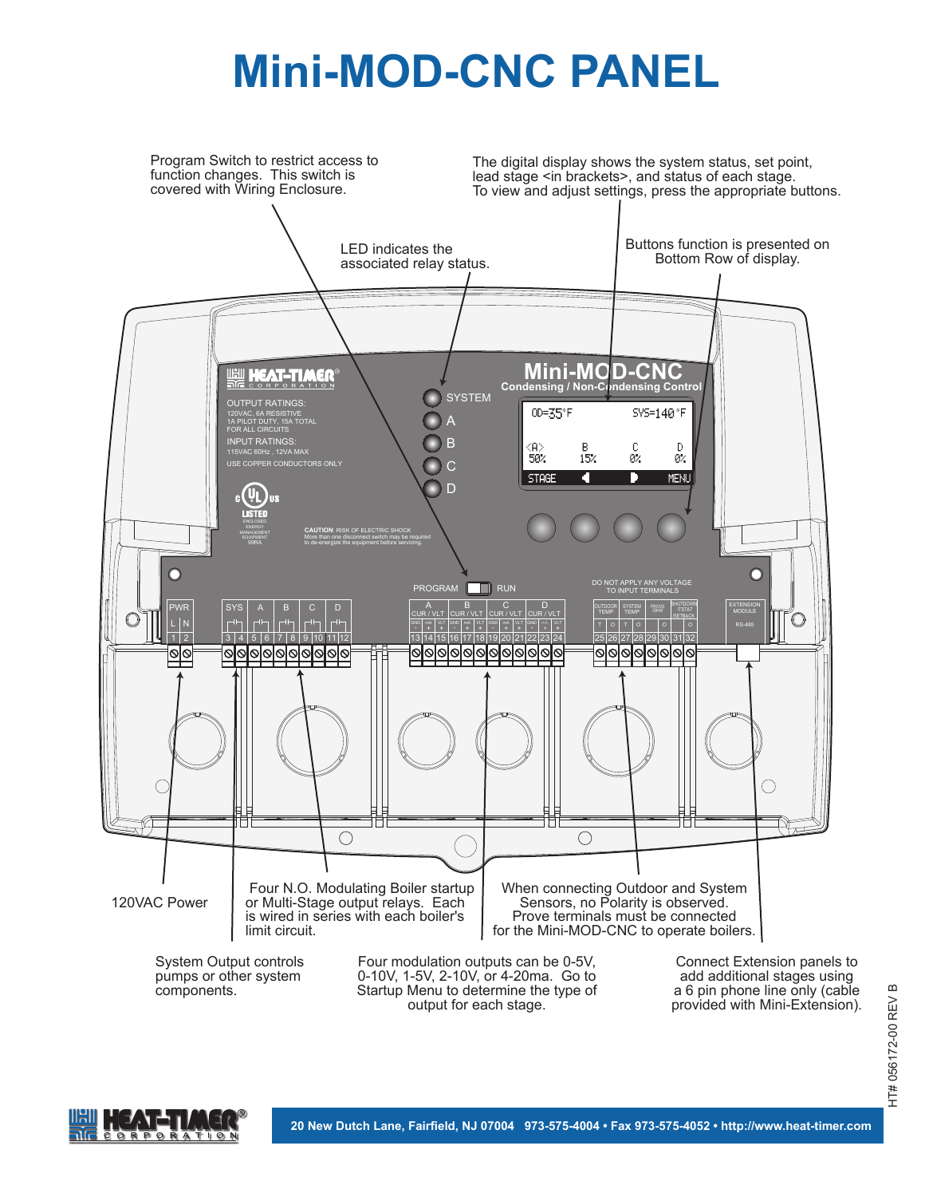# Mini-MOD-CNC PANEL

Program Switch to restrict access to function changes. This switch is covered with Wiring Enclosure.

The digital display shows the system status, set point, lead stage <in brackets>, and status of each stage. To view and adjust settings, press the appropriate buttons.

LED indicates the associated relay status.

Buttons function is presented on Bottom Row of display.

120VAC Power

Four N.O. Modulating Boiler startup or Multi-Stage output relays. Each is wired in series with each boiler's limit circuit.

When connecting Outdoor and System Sensors, no Polarity is observed. Prove terminals must be connected for the Mini-MOD-CNC to operate boilers.

System Output controls pumps or other system components.

Four modulation outputs can be 0-5V, 0-10V, 1-5V, 2-10V, or 4-20ma. Go to Startup Menu to determine the type of output for each stage.

Connect Extension panels to add additional stages using a 6 pin phone line only (cable provided with Mini-Extension).

HT# 056172-00 REV B

20 New Dutch Lane, Fairfield, NJ 07004 973-575-4004 • Fax 973-575-4052 • http://www.heat-timer.com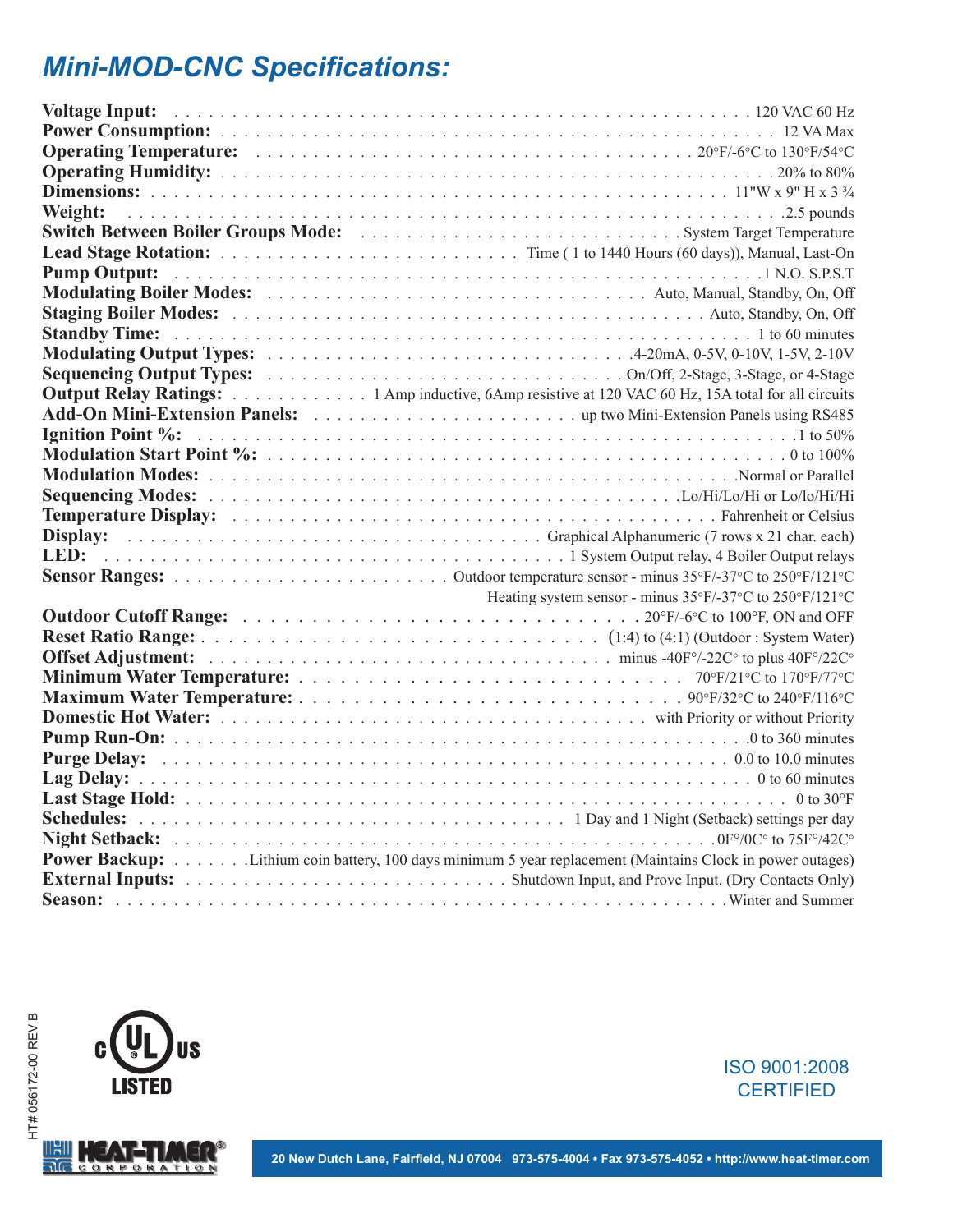# *Mini-MOD-CNC Specifications:*

| | |
|---|---|
| **Voltage Input:** | 120 VAC 60 Hz |
| **Power Consumption:** | 12 VA Max |
| **Operating Temperature:** | 20°F/-6°C to 130°F/54°C |
| **Operating Humidity:** | 20% to 80% |
| **Dimensions:** | 11"W x 9" H x 3 ¾ |
| **Weight:** | 2.5 pounds |
| **Switch Between Boiler Groups Mode:** | System Target Temperature |
| **Lead Stage Rotation:** | Time ( 1 to 1440 Hours (60 days)), Manual, Last-On |
| **Pump Output:** | 1 N.O. S.P.S.T |
| **Modulating Boiler Modes:** | Auto, Manual, Standby, On, Off |
| **Staging Boiler Modes:** | Auto, Standby, On, Off |
| **Standby Time:** | 1 to 60 minutes |
| **Modulating Output Types:** | 4-20mA, 0-5V, 0-10V, 1-5V, 2-10V |
| **Sequencing Output Types:** | On/Off, 2-Stage, 3-Stage, or 4-Stage |
| **Output Relay Ratings:** | 1 Amp inductive, 6Amp resistive at 120 VAC 60 Hz, 15A total for all circuits |
| **Add-On Mini-Extension Panels:** | up two Mini-Extension Panels using RS485 |
| **Ignition Point %:** | 1 to 50% |
| **Modulation Start Point %:** | 0 to 100% |
| **Modulation Modes:** | Normal or Parallel |
| **Sequencing Modes:** | Lo/Hi/Lo/Hi or Lo/lo/Hi/Hi |
| **Temperature Display:** | Fahrenheit or Celsius |
| **Display:** | Graphical Alphanumeric (7 rows x 21 char. each) |
| **LED:** | 1 System Output relay, 4 Boiler Output relays |
| **Sensor Ranges:** | Outdoor temperature sensor - minus 35°F/-37°C to 250°F/121°C<br>Heating system sensor - minus 35°F/-37°C to 250°F/121°C |
| **Outdoor Cutoff Range:** | 20°F/-6°C to 100°F, ON and OFF |
| **Reset Ratio Range:** | (1:4) to (4:1) (Outdoor : System Water) |
| **Offset Adjustment:** | minus -40F°/-22C° to plus 40F°/22C° |
| **Minimum Water Temperature:** | 70°F/21°C to 170°F/77°C |
| **Maximum Water Temperature:** | 90°F/32°C to 240°F/116°C |
| **Domestic Hot Water:** | with Priority or without Priority |
| **Pump Run-On:** | 0 to 360 minutes |
| **Purge Delay:** | 0.0 to 10.0 minutes |
| **Lag Delay:** | 0 to 60 minutes |
| **Last Stage Hold:** | 0 to 30°F |
| **Schedules:** | 1 Day and 1 Night (Setback) settings per day |
| **Night Setback:** | 0F°/0C° to 75F°/42C° |
| **Power Backup:** | Lithium coin battery, 100 days minimum 5 year replacement (Maintains Clock in power outages) |
| **External Inputs:** | Shutdown Input, and Prove Input. (Dry Contacts Only) |
| **Season:** | Winter and Summer |

c UL US LISTED

ISO 9001:2008
CERTIFIED

HT# 056172-00 REV B

HEAT-TIMER® CORPORATION

20 New Dutch Lane, Fairfield, NJ 07004 973-575-4004 • Fax 973-575-4052 • http://www.heat-timer.com